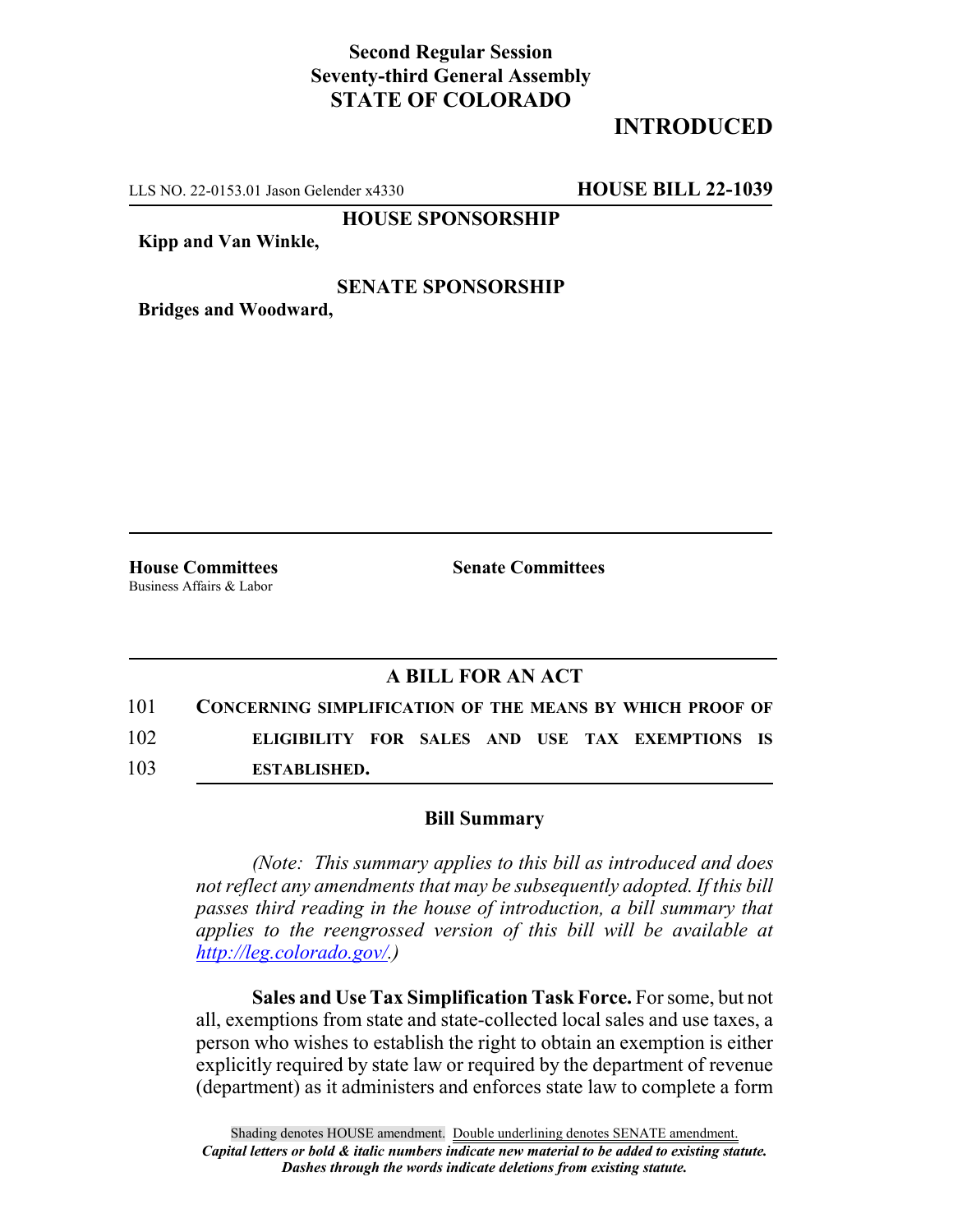**Second Regular Session**
**Seventy-third General Assembly**
**STATE OF COLORADO**

# INTRODUCED

LLS NO. 22-0153.01 Jason Gelender x4330 **HOUSE BILL 22-1039**

**HOUSE SPONSORSHIP**

**Kipp and Van Winkle,**

**SENATE SPONSORSHIP**

**Bridges and Woodward,**

**House Committees**
Business Affairs & Labor

**Senate Committees**

## A BILL FOR AN ACT

101 **CONCERNING SIMPLIFICATION OF THE MEANS BY WHICH PROOF OF**
102 **ELIGIBILITY FOR SALES AND USE TAX EXEMPTIONS IS**
103 **ESTABLISHED.**

### Bill Summary

*(Note: This summary applies to this bill as introduced and does not reflect any amendments that may be subsequently adopted. If this bill passes third reading in the house of introduction, a bill summary that applies to the reengrossed version of this bill will be available at http://leg.colorado.gov/.)*

**Sales and Use Tax Simplification Task Force.** For some, but not all, exemptions from state and state-collected local sales and use taxes, a person who wishes to establish the right to obtain an exemption is either explicitly required by state law or required by the department of revenue (department) as it administers and enforces state law to complete a form

Shading denotes HOUSE amendment. Double underlining denotes SENATE amendment.
*Capital letters or bold & italic numbers indicate new material to be added to existing statute.*
*Dashes through the words indicate deletions from existing statute.*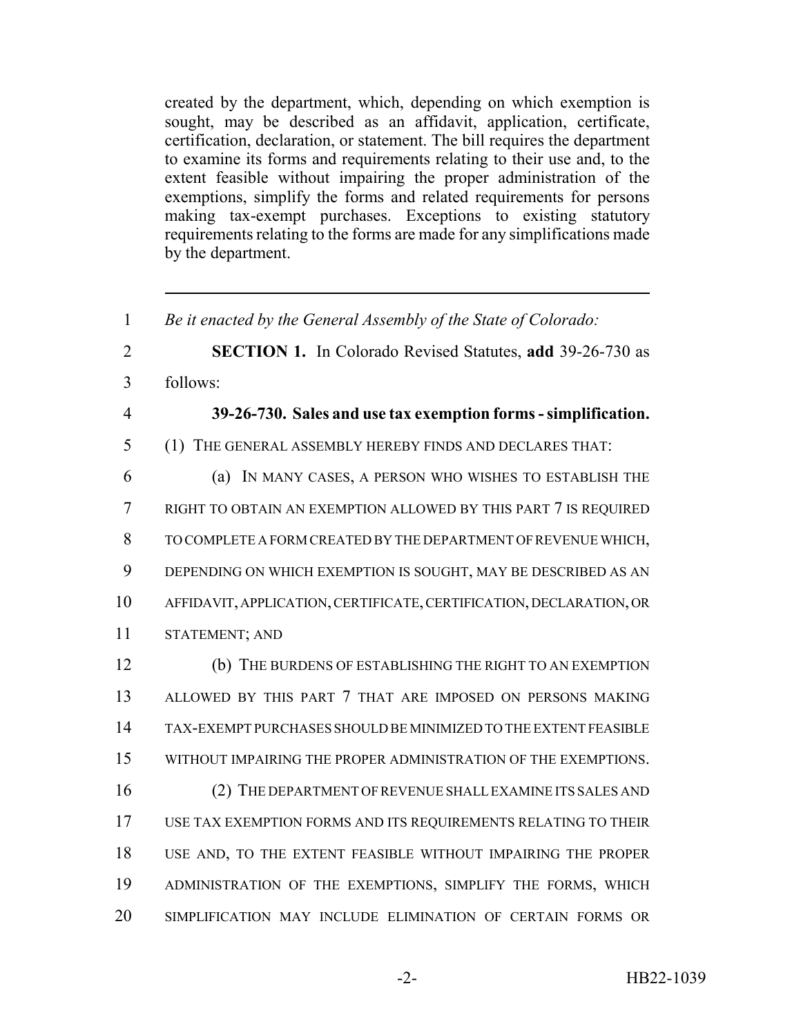created by the department, which, depending on which exemption is sought, may be described as an affidavit, application, certificate, certification, declaration, or statement. The bill requires the department to examine its forms and requirements relating to their use and, to the extent feasible without impairing the proper administration of the exemptions, simplify the forms and related requirements for persons making tax-exempt purchases. Exceptions to existing statutory requirements relating to the forms are made for any simplifications made by the department.

---

1 *Be it enacted by the General Assembly of the State of Colorado:*

2 **SECTION 1.** In Colorado Revised Statutes, **add** 39-26-730 as

3 follows:

4 **39-26-730. Sales and use tax exemption forms - simplification.**

5 (1) THE GENERAL ASSEMBLY HEREBY FINDS AND DECLARES THAT:

6 (a) IN MANY CASES, A PERSON WHO WISHES TO ESTABLISH THE

7 RIGHT TO OBTAIN AN EXEMPTION ALLOWED BY THIS PART 7 IS REQUIRED

8 TO COMPLETE A FORM CREATED BY THE DEPARTMENT OF REVENUE WHICH,

9 DEPENDING ON WHICH EXEMPTION IS SOUGHT, MAY BE DESCRIBED AS AN

10 AFFIDAVIT, APPLICATION, CERTIFICATE, CERTIFICATION, DECLARATION, OR

11 STATEMENT; AND

12 (b) THE BURDENS OF ESTABLISHING THE RIGHT TO AN EXEMPTION

13 ALLOWED BY THIS PART 7 THAT ARE IMPOSED ON PERSONS MAKING

14 TAX-EXEMPT PURCHASES SHOULD BE MINIMIZED TO THE EXTENT FEASIBLE

15 WITHOUT IMPAIRING THE PROPER ADMINISTRATION OF THE EXEMPTIONS.

16 (2) THE DEPARTMENT OF REVENUE SHALL EXAMINE ITS SALES AND

17 USE TAX EXEMPTION FORMS AND ITS REQUIREMENTS RELATING TO THEIR

18 USE AND, TO THE EXTENT FEASIBLE WITHOUT IMPAIRING THE PROPER

19 ADMINISTRATION OF THE EXEMPTIONS, SIMPLIFY THE FORMS, WHICH

20 SIMPLIFICATION MAY INCLUDE ELIMINATION OF CERTAIN FORMS OR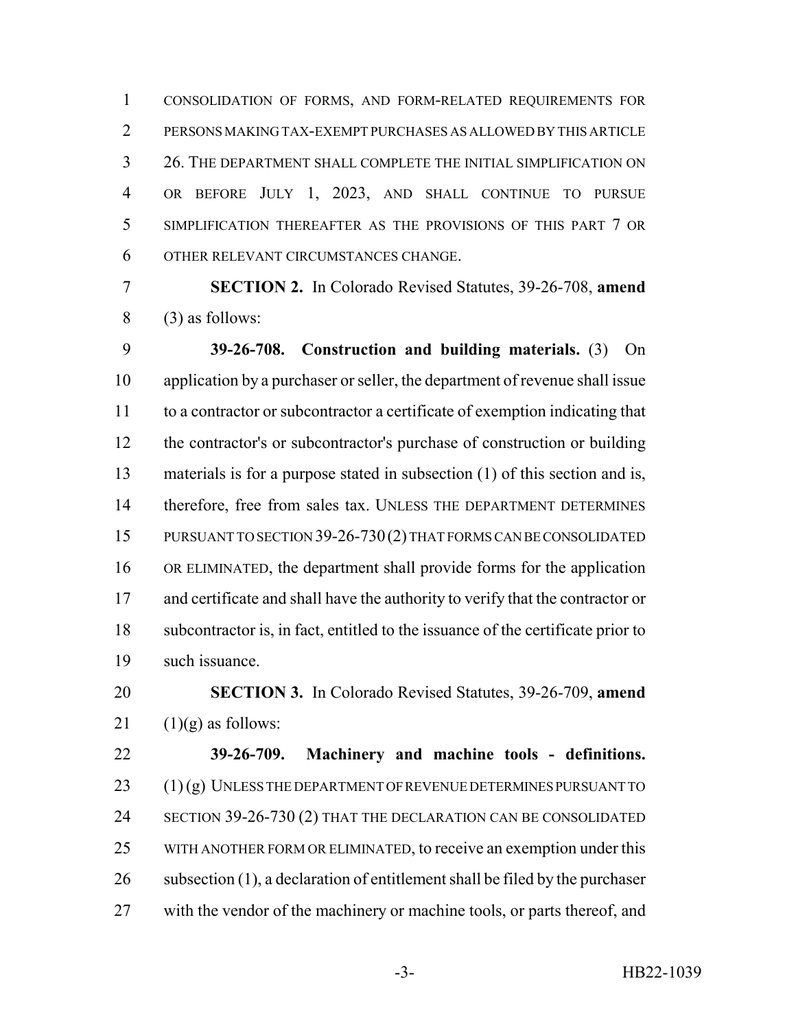CONSOLIDATION OF FORMS, AND FORM-RELATED REQUIREMENTS FOR PERSONS MAKING TAX-EXEMPT PURCHASES AS ALLOWED BY THIS ARTICLE 26. THE DEPARTMENT SHALL COMPLETE THE INITIAL SIMPLIFICATION ON OR BEFORE JULY 1, 2023, AND SHALL CONTINUE TO PURSUE SIMPLIFICATION THEREAFTER AS THE PROVISIONS OF THIS PART 7 OR OTHER RELEVANT CIRCUMSTANCES CHANGE.

**SECTION 2.** In Colorado Revised Statutes, 39-26-708, **amend** (3) as follows:

**39-26-708. Construction and building materials.** (3) On application by a purchaser or seller, the department of revenue shall issue to a contractor or subcontractor a certificate of exemption indicating that the contractor's or subcontractor's purchase of construction or building materials is for a purpose stated in subsection (1) of this section and is, therefore, free from sales tax. UNLESS THE DEPARTMENT DETERMINES PURSUANT TO SECTION 39-26-730 (2) THAT FORMS CAN BE CONSOLIDATED OR ELIMINATED, the department shall provide forms for the application and certificate and shall have the authority to verify that the contractor or subcontractor is, in fact, entitled to the issuance of the certificate prior to such issuance.

**SECTION 3.** In Colorado Revised Statutes, 39-26-709, **amend** (1)(g) as follows:

**39-26-709. Machinery and machine tools - definitions.** (1) (g) UNLESS THE DEPARTMENT OF REVENUE DETERMINES PURSUANT TO SECTION 39-26-730 (2) THAT THE DECLARATION CAN BE CONSOLIDATED WITH ANOTHER FORM OR ELIMINATED, to receive an exemption under this subsection (1), a declaration of entitlement shall be filed by the purchaser with the vendor of the machinery or machine tools, or parts thereof, and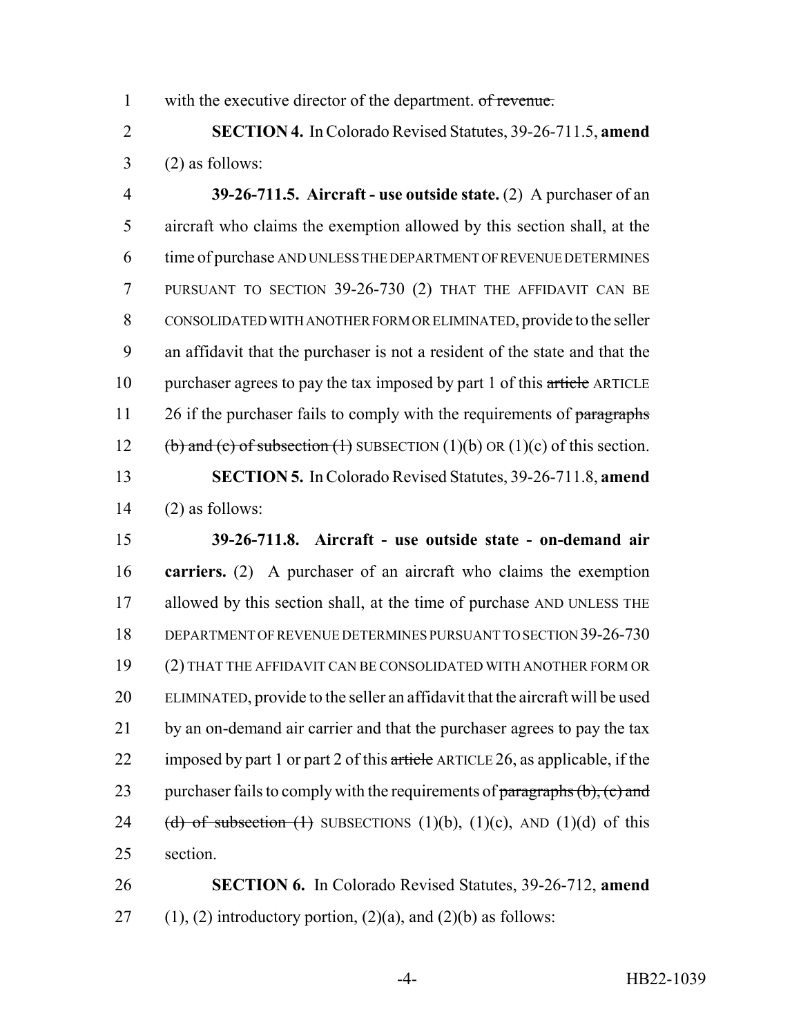with the executive director of the department. ~~of revenue.~~

**SECTION 4.** In Colorado Revised Statutes, 39-26-711.5, **amend** (2) as follows:

**39-26-711.5. Aircraft - use outside state.** (2) A purchaser of an aircraft who claims the exemption allowed by this section shall, at the time of purchase AND UNLESS THE DEPARTMENT OF REVENUE DETERMINES PURSUANT TO SECTION 39-26-730 (2) THAT THE AFFIDAVIT CAN BE CONSOLIDATED WITH ANOTHER FORM OR ELIMINATED, provide to the seller an affidavit that the purchaser is not a resident of the state and that the purchaser agrees to pay the tax imposed by part 1 of this ~~article~~ ARTICLE 26 if the purchaser fails to comply with the requirements of ~~paragraphs (b) and (c) of subsection (1)~~ SUBSECTION (1)(b) OR (1)(c) of this section.

**SECTION 5.** In Colorado Revised Statutes, 39-26-711.8, **amend** (2) as follows:

**39-26-711.8. Aircraft - use outside state - on-demand air carriers.** (2) A purchaser of an aircraft who claims the exemption allowed by this section shall, at the time of purchase AND UNLESS THE DEPARTMENT OF REVENUE DETERMINES PURSUANT TO SECTION 39-26-730 (2) THAT THE AFFIDAVIT CAN BE CONSOLIDATED WITH ANOTHER FORM OR ELIMINATED, provide to the seller an affidavit that the aircraft will be used by an on-demand air carrier and that the purchaser agrees to pay the tax imposed by part 1 or part 2 of this ~~article~~ ARTICLE 26, as applicable, if the purchaser fails to comply with the requirements of ~~paragraphs (b), (c) and (d) of subsection (1)~~ SUBSECTIONS (1)(b), (1)(c), AND (1)(d) of this section.

**SECTION 6.** In Colorado Revised Statutes, 39-26-712, **amend** (1), (2) introductory portion, (2)(a), and (2)(b) as follows: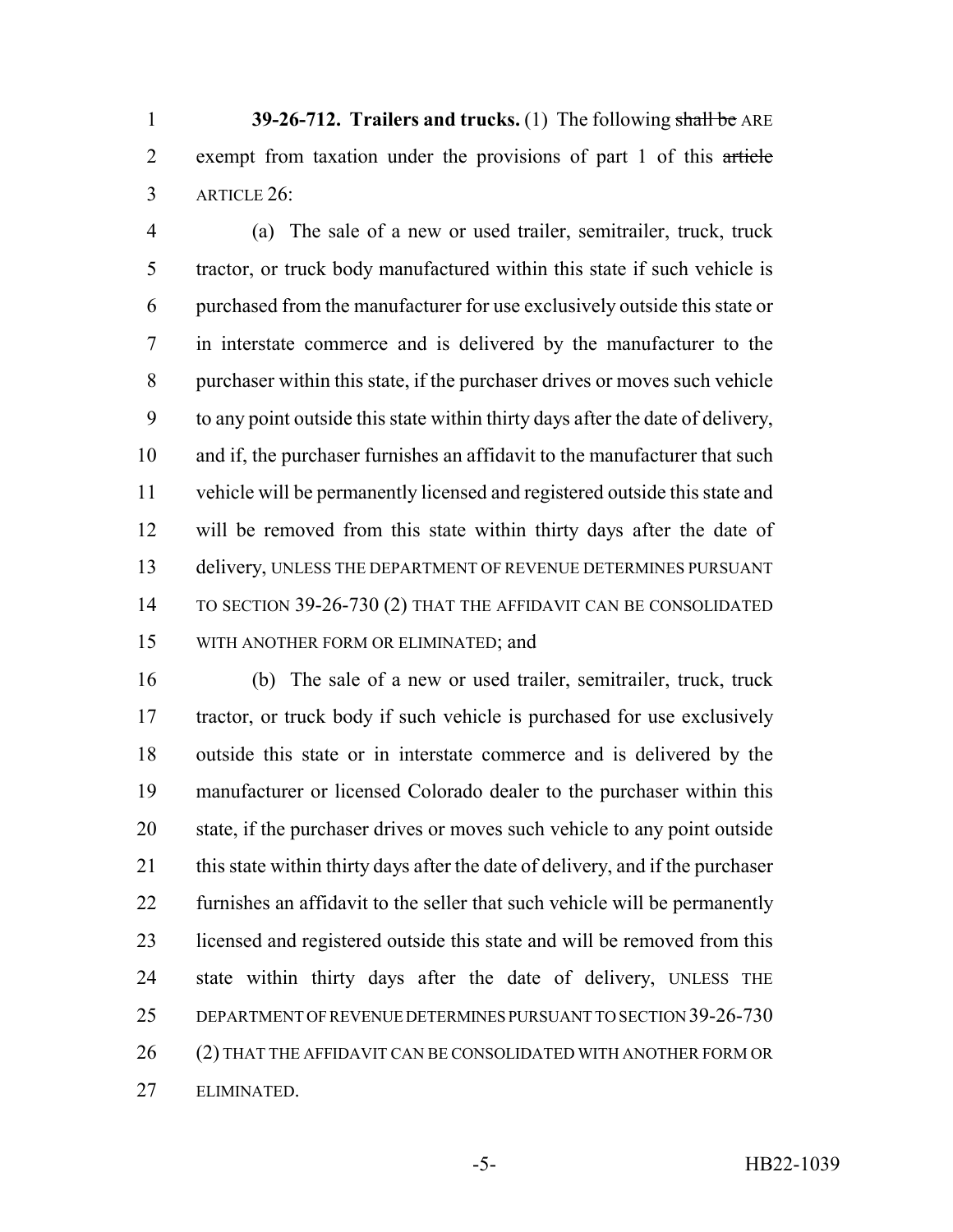**39-26-712. Trailers and trucks.** (1) The following ~~shall be~~ ARE exempt from taxation under the provisions of part 1 of this ~~article~~ ARTICLE 26:

(a) The sale of a new or used trailer, semitrailer, truck, truck tractor, or truck body manufactured within this state if such vehicle is purchased from the manufacturer for use exclusively outside this state or in interstate commerce and is delivered by the manufacturer to the purchaser within this state, if the purchaser drives or moves such vehicle to any point outside this state within thirty days after the date of delivery, and if, the purchaser furnishes an affidavit to the manufacturer that such vehicle will be permanently licensed and registered outside this state and will be removed from this state within thirty days after the date of delivery, UNLESS THE DEPARTMENT OF REVENUE DETERMINES PURSUANT TO SECTION 39-26-730 (2) THAT THE AFFIDAVIT CAN BE CONSOLIDATED WITH ANOTHER FORM OR ELIMINATED; and

(b) The sale of a new or used trailer, semitrailer, truck, truck tractor, or truck body if such vehicle is purchased for use exclusively outside this state or in interstate commerce and is delivered by the manufacturer or licensed Colorado dealer to the purchaser within this state, if the purchaser drives or moves such vehicle to any point outside this state within thirty days after the date of delivery, and if the purchaser furnishes an affidavit to the seller that such vehicle will be permanently licensed and registered outside this state and will be removed from this state within thirty days after the date of delivery, UNLESS THE DEPARTMENT OF REVENUE DETERMINES PURSUANT TO SECTION 39-26-730 (2) THAT THE AFFIDAVIT CAN BE CONSOLIDATED WITH ANOTHER FORM OR ELIMINATED.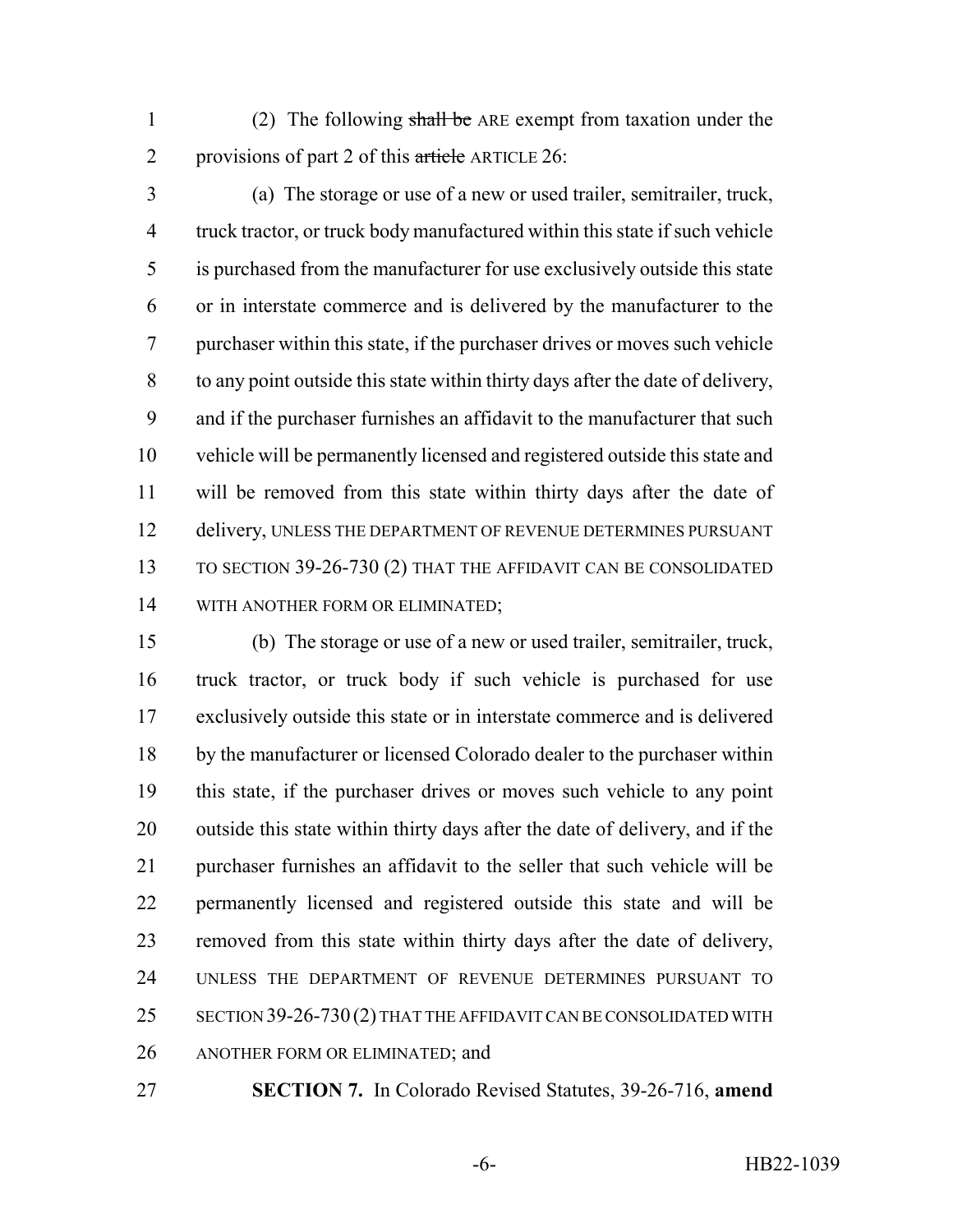(2) The following ~~shall be~~ ARE exempt from taxation under the provisions of part 2 of this ~~article~~ ARTICLE 26:

(a) The storage or use of a new or used trailer, semitrailer, truck, truck tractor, or truck body manufactured within this state if such vehicle is purchased from the manufacturer for use exclusively outside this state or in interstate commerce and is delivered by the manufacturer to the purchaser within this state, if the purchaser drives or moves such vehicle to any point outside this state within thirty days after the date of delivery, and if the purchaser furnishes an affidavit to the manufacturer that such vehicle will be permanently licensed and registered outside this state and will be removed from this state within thirty days after the date of delivery, UNLESS THE DEPARTMENT OF REVENUE DETERMINES PURSUANT TO SECTION 39-26-730 (2) THAT THE AFFIDAVIT CAN BE CONSOLIDATED WITH ANOTHER FORM OR ELIMINATED;

(b) The storage or use of a new or used trailer, semitrailer, truck, truck tractor, or truck body if such vehicle is purchased for use exclusively outside this state or in interstate commerce and is delivered by the manufacturer or licensed Colorado dealer to the purchaser within this state, if the purchaser drives or moves such vehicle to any point outside this state within thirty days after the date of delivery, and if the purchaser furnishes an affidavit to the seller that such vehicle will be permanently licensed and registered outside this state and will be removed from this state within thirty days after the date of delivery, UNLESS THE DEPARTMENT OF REVENUE DETERMINES PURSUANT TO SECTION 39-26-730 (2) THAT THE AFFIDAVIT CAN BE CONSOLIDATED WITH ANOTHER FORM OR ELIMINATED; and

**SECTION 7.** In Colorado Revised Statutes, 39-26-716, **amend**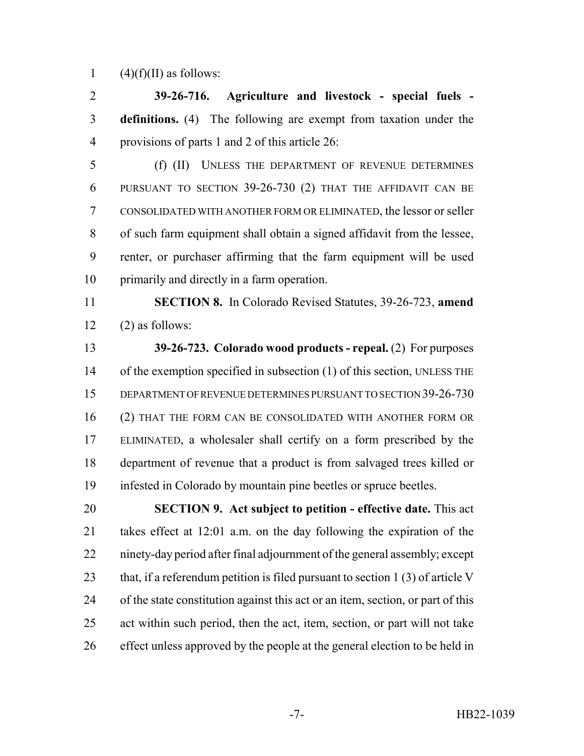(4)(f)(II) as follows:

**39-26-716. Agriculture and livestock - special fuels - definitions.** (4) The following are exempt from taxation under the provisions of parts 1 and 2 of this article 26:

(f) (II) UNLESS THE DEPARTMENT OF REVENUE DETERMINES PURSUANT TO SECTION 39-26-730 (2) THAT THE AFFIDAVIT CAN BE CONSOLIDATED WITH ANOTHER FORM OR ELIMINATED, the lessor or seller of such farm equipment shall obtain a signed affidavit from the lessee, renter, or purchaser affirming that the farm equipment will be used primarily and directly in a farm operation.

**SECTION 8.** In Colorado Revised Statutes, 39-26-723, **amend** (2) as follows:

**39-26-723. Colorado wood products - repeal.** (2) For purposes of the exemption specified in subsection (1) of this section, UNLESS THE DEPARTMENT OF REVENUE DETERMINES PURSUANT TO SECTION 39-26-730 (2) THAT THE FORM CAN BE CONSOLIDATED WITH ANOTHER FORM OR ELIMINATED, a wholesaler shall certify on a form prescribed by the department of revenue that a product is from salvaged trees killed or infested in Colorado by mountain pine beetles or spruce beetles.

**SECTION 9. Act subject to petition - effective date.** This act takes effect at 12:01 a.m. on the day following the expiration of the ninety-day period after final adjournment of the general assembly; except that, if a referendum petition is filed pursuant to section 1 (3) of article V of the state constitution against this act or an item, section, or part of this act within such period, then the act, item, section, or part will not take effect unless approved by the people at the general election to be held in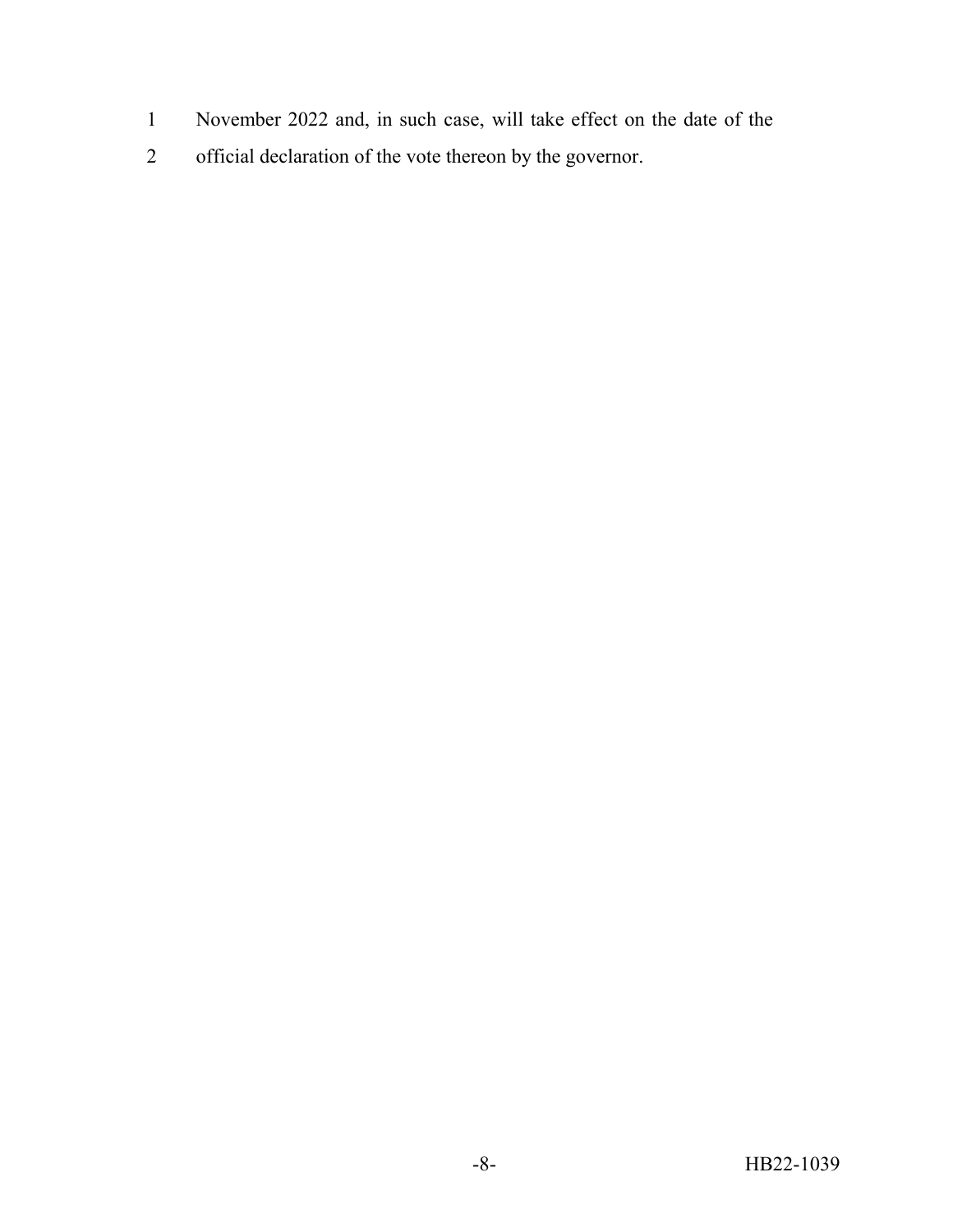November 2022 and, in such case, will take effect on the date of the official declaration of the vote thereon by the governor.